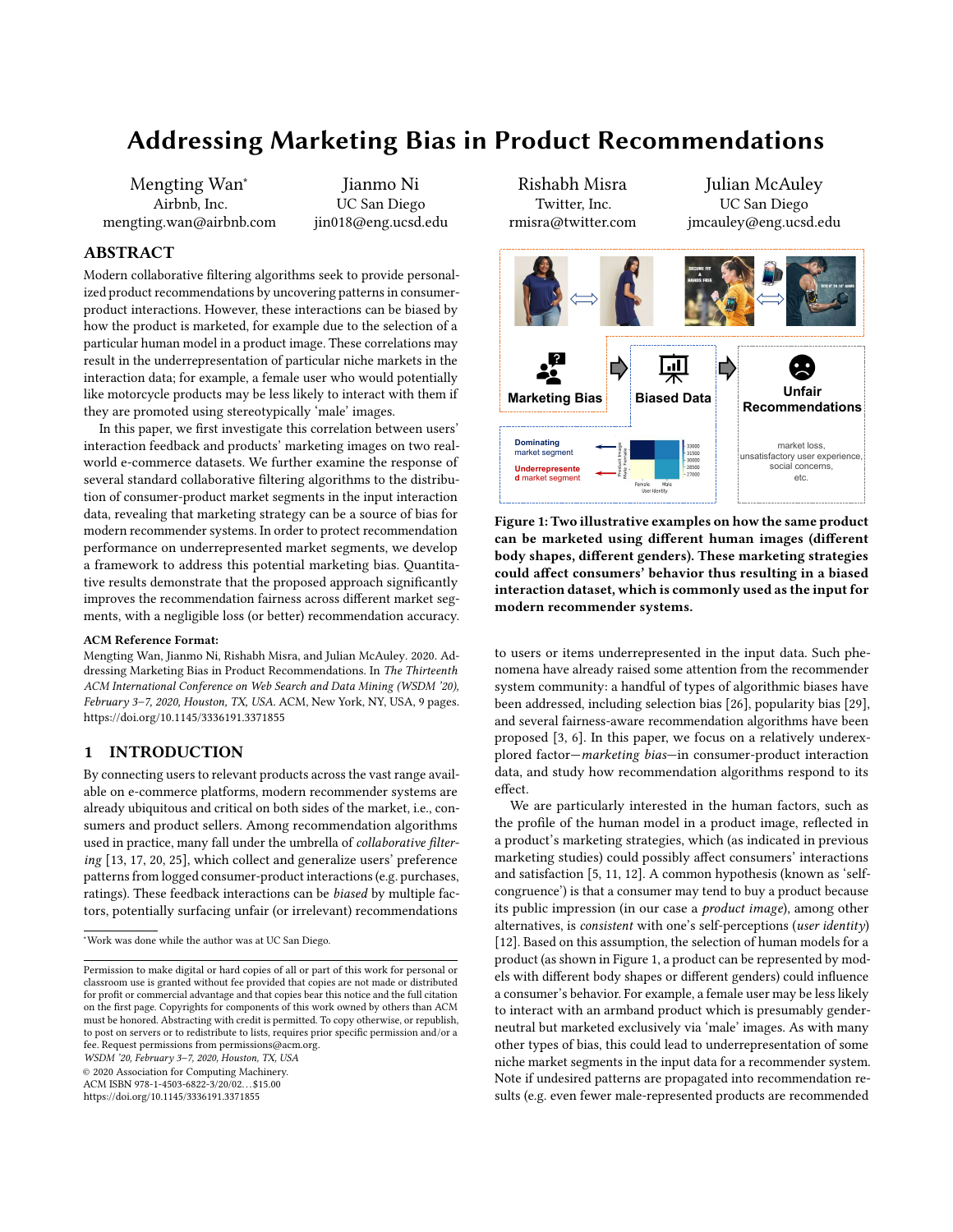# Addressing Marketing Bias in Product Recommendations

Mengting Wan*
Airbnb, Inc.
mengting.wan@airbnb.com

Jianmo Ni
UC San Diego
jin018@eng.ucsd.edu

Rishabh Misra
Twitter, Inc.
rmisra@twitter.com

Julian McAuley
UC San Diego
jmcauley@eng.ucsd.edu

## ABSTRACT

Modern collaborative filtering algorithms seek to provide personalized product recommendations by uncovering patterns in consumer-product interactions. However, these interactions can be biased by how the product is marketed, for example due to the selection of a particular human model in a product image. These correlations may result in the underrepresentation of particular niche markets in the interaction data; for example, a female user who would potentially like motorcycle products may be less likely to interact with them if they are promoted using stereotypically 'male' images.

In this paper, we first investigate this correlation between users' interaction feedback and products' marketing images on two real-world e-commerce datasets. We further examine the response of several standard collaborative filtering algorithms to the distribution of consumer-product market segments in the input interaction data, revealing that marketing strategy can be a source of bias for modern recommender systems. In order to protect recommendation performance on underrepresented market segments, we develop a framework to address this potential marketing bias. Quantitative results demonstrate that the proposed approach significantly improves the recommendation fairness across different market segments, with a negligible loss (or better) recommendation accuracy.

**ACM Reference Format:**
Mengting Wan, Jianmo Ni, Rishabh Misra, and Julian McAuley. 2020. Addressing Marketing Bias in Product Recommendations. In *The Thirteenth ACM International Conference on Web Search and Data Mining (WSDM '20), February 3–7, 2020, Houston, TX, USA.* ACM, New York, NY, USA, 9 pages. https://doi.org/10.1145/3336191.3371855

## 1 INTRODUCTION

By connecting users to relevant products across the vast range available on e-commerce platforms, modern recommender systems are already ubiquitous and critical on both sides of the market, i.e., consumers and product sellers. Among recommendation algorithms used in practice, many fall under the umbrella of *collaborative filtering* [13, 17, 20, 25], which collect and generalize users' preference patterns from logged consumer-product interactions (e.g. purchases, ratings). These feedback interactions can be *biased* by multiple factors, potentially surfacing unfair (or irrelevant) recommendations

*Work was done while the author was at UC San Diego.

Permission to make digital or hard copies of all or part of this work for personal or classroom use is granted without fee provided that copies are not made or distributed for profit or commercial advantage and that copies bear this notice and the full citation on the first page. Copyrights for components of this work owned by others than ACM must be honored. Abstracting with credit is permitted. To copy otherwise, or republish, to post on servers or to redistribute to lists, requires prior specific permission and/or a fee. Request permissions from permissions@acm.org.
*WSDM '20, February 3–7, 2020, Houston, TX, USA*
© 2020 Association for Computing Machinery.
ACM ISBN 978-1-4503-6822-3/20/02…$15.00
https://doi.org/10.1145/3336191.3371855

**Figure 1: Two illustrative examples on how the same product can be marketed using different human images (different body shapes, different genders). These marketing strategies could affect consumers' behavior thus resulting in a biased interaction dataset, which is commonly used as the input for modern recommender systems.**

to users or items underrepresented in the input data. Such phenomena have already raised some attention from the recommender system community: a handful of types of algorithmic biases have been addressed, including selection bias [26], popularity bias [29], and several fairness-aware recommendation algorithms have been proposed [3, 6]. In this paper, we focus on a relatively underexplored factor—*marketing bias*—in consumer-product interaction data, and study how recommendation algorithms respond to its effect.

We are particularly interested in the human factors, such as the profile of the human model in a product image, reflected in a product's marketing strategies, which (as indicated in previous marketing studies) could possibly affect consumers' interactions and satisfaction [5, 11, 12]. A common hypothesis (known as 'self-congruence') is that a consumer may tend to buy a product because its public impression (in our case a *product image*), among other alternatives, is *consistent* with one's self-perceptions (*user identity*) [12]. Based on this assumption, the selection of human models for a product (as shown in Figure 1, a product can be represented by models with different body shapes or different genders) could influence a consumer's behavior. For example, a female user may be less likely to interact with an armband product which is presumably gender-neutral but marketed exclusively via 'male' images. As with many other types of bias, this could lead to underrepresentation of some niche market segments in the input data for a recommender system. Note if undesired patterns are propagated into recommendation results (e.g. even fewer male-represented products are recommended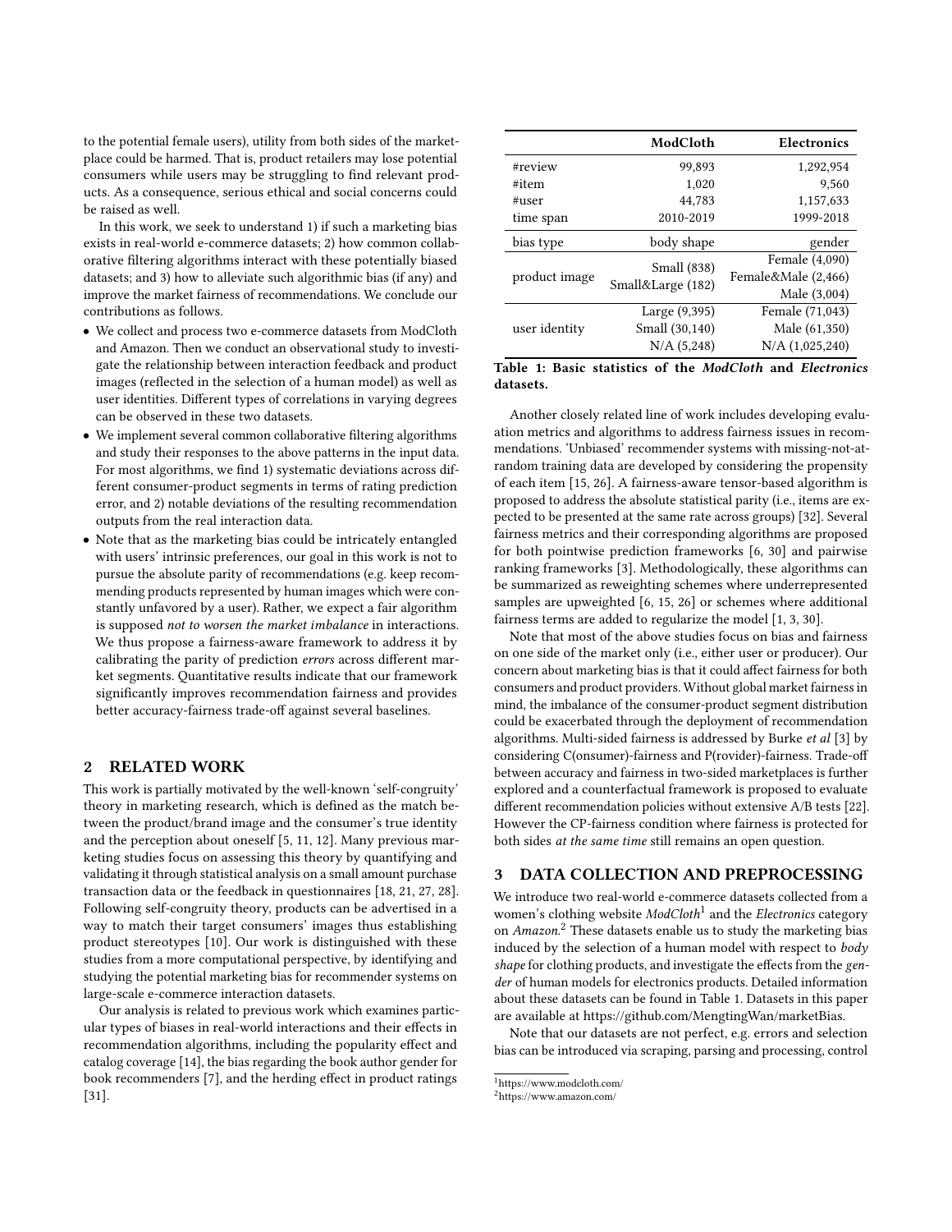to the potential female users), utility from both sides of the marketplace could be harmed. That is, product retailers may lose potential consumers while users may be struggling to find relevant products. As a consequence, serious ethical and social concerns could be raised as well.

In this work, we seek to understand 1) if such a marketing bias exists in real-world e-commerce datasets; 2) how common collaborative filtering algorithms interact with these potentially biased datasets; and 3) how to alleviate such algorithmic bias (if any) and improve the market fairness of recommendations. We conclude our contributions as follows.

- We collect and process two e-commerce datasets from ModCloth and Amazon. Then we conduct an observational study to investigate the relationship between interaction feedback and product images (reflected in the selection of a human model) as well as user identities. Different types of correlations in varying degrees can be observed in these two datasets.
- We implement several common collaborative filtering algorithms and study their responses to the above patterns in the input data. For most algorithms, we find 1) systematic deviations across different consumer-product segments in terms of rating prediction error, and 2) notable deviations of the resulting recommendation outputs from the real interaction data.
- Note that as the marketing bias could be intricately entangled with users' intrinsic preferences, our goal in this work is not to pursue the absolute parity of recommendations (e.g. keep recommending products represented by human images which were constantly unfavored by a user). Rather, we expect a fair algorithm is supposed *not to worsen the market imbalance* in interactions. We thus propose a fairness-aware framework to address it by calibrating the parity of prediction *errors* across different market segments. Quantitative results indicate that our framework significantly improves recommendation fairness and provides better accuracy-fairness trade-off against several baselines.

## 2 RELATED WORK

This work is partially motivated by the well-known 'self-congruity' theory in marketing research, which is defined as the match between the product/brand image and the consumer's true identity and the perception about oneself [5, 11, 12]. Many previous marketing studies focus on assessing this theory by quantifying and validating it through statistical analysis on a small amount purchase transaction data or the feedback in questionnaires [18, 21, 27, 28]. Following self-congruity theory, products can be advertised in a way to match their target consumers' images thus establishing product stereotypes [10]. Our work is distinguished with these studies from a more computational perspective, by identifying and studying the potential marketing bias for recommender systems on large-scale e-commerce interaction datasets.

Our analysis is related to previous work which examines particular types of biases in real-world interactions and their effects in recommendation algorithms, including the popularity effect and catalog coverage [14], the bias regarding the book author gender for book recommenders [7], and the herding effect in product ratings [31].

| | ModCloth | Electronics |
|---|---|---|
| #review | 99,893 | 1,292,954 |
| #item | 1,020 | 9,560 |
| #user | 44,783 | 1,157,633 |
| time span | 2010-2019 | 1999-2018 |
| bias type | body shape | gender |
| product image | Small (838)<br>Small&Large (182) | Female (4,090)<br>Female&Male (2,466)<br>Male (3,004) |
| user identity | Large (9,395)<br>Small (30,140)<br>N/A (5,248) | Female (71,043)<br>Male (61,350)<br>N/A (1,025,240) |

**Table 1: Basic statistics of the *ModCloth* and *Electronics* datasets.**

Another closely related line of work includes developing evaluation metrics and algorithms to address fairness issues in recommendations. 'Unbiased' recommender systems with missing-not-at-random training data are developed by considering the propensity of each item [15, 26]. A fairness-aware tensor-based algorithm is proposed to address the absolute statistical parity (i.e., items are expected to be presented at the same rate across groups) [32]. Several fairness metrics and their corresponding algorithms are proposed for both pointwise prediction frameworks [6, 30] and pairwise ranking frameworks [3]. Methodologically, these algorithms can be summarized as reweighting schemes where underrepresented samples are upweighted [6, 15, 26] or schemes where additional fairness terms are added to regularize the model [1, 3, 30].

Note that most of the above studies focus on bias and fairness on one side of the market only (i.e., either user or producer). Our concern about marketing bias is that it could affect fairness for both consumers and product providers. Without global market fairness in mind, the imbalance of the consumer-product segment distribution could be exacerbated through the deployment of recommendation algorithms. Multi-sided fairness is addressed by Burke *et al* [3] by considering C(onsumer)-fairness and P(rovider)-fairness. Trade-off between accuracy and fairness in two-sided marketplaces is further explored and a counterfactual framework is proposed to evaluate different recommendation policies without extensive A/B tests [22]. However the CP-fairness condition where fairness is protected for both sides *at the same time* still remains an open question.

## 3 DATA COLLECTION AND PREPROCESSING

We introduce two real-world e-commerce datasets collected from a women's clothing website *ModCloth*[1] and the *Electronics* category on *Amazon*.[2] These datasets enable us to study the marketing bias induced by the selection of a human model with respect to *body shape* for clothing products, and investigate the effects from the *gender* of human models for electronics products. Detailed information about these datasets can be found in Table 1. Datasets in this paper are available at https://github.com/MengtingWan/marketBias.

Note that our datasets are not perfect, e.g. errors and selection bias can be introduced via scraping, parsing and processing, control

[1] https://www.modcloth.com/

[2] https://www.amazon.com/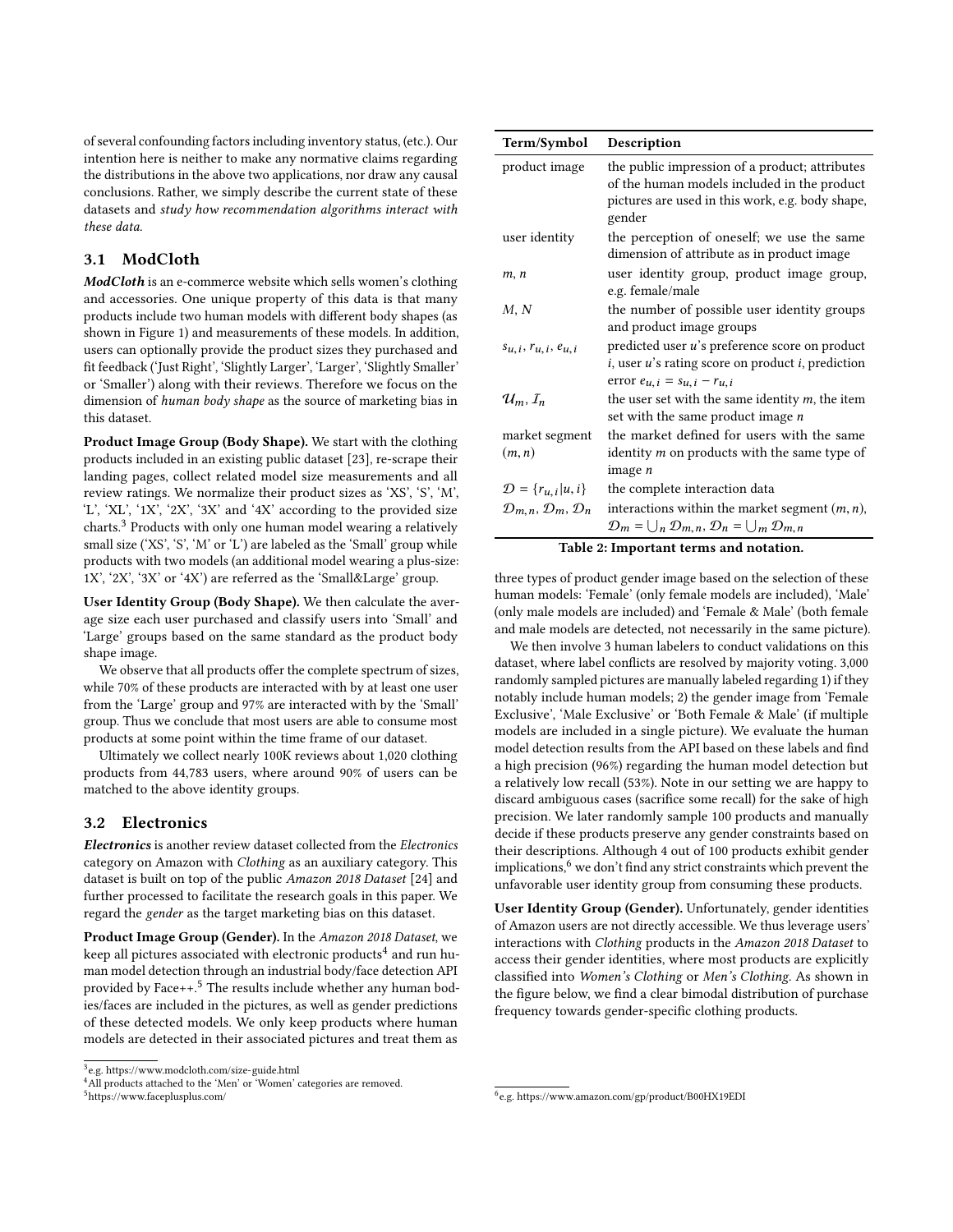of several confounding factors including inventory status, (etc.). Our intention here is neither to make any normative claims regarding the distributions in the above two applications, nor draw any causal conclusions. Rather, we simply describe the current state of these datasets and *study how recommendation algorithms interact with these data.*

### 3.1 ModCloth

***ModCloth*** is an e-commerce website which sells women's clothing and accessories. One unique property of this data is that many products include two human models with different body shapes (as shown in Figure 1) and measurements of these models. In addition, users can optionally provide the product sizes they purchased and fit feedback ('Just Right', 'Slightly Larger', 'Larger', 'Slightly Smaller' or 'Smaller') along with their reviews. Therefore we focus on the dimension of *human body shape* as the source of marketing bias in this dataset.

**Product Image Group (Body Shape).** We start with the clothing products included in an existing public dataset [23], re-scrape their landing pages, collect related model size measurements and all review ratings. We normalize their product sizes as 'XS', 'S', 'M', 'L', 'XL', '1X', '2X', '3X' and '4X' according to the provided size charts.[3] Products with only one human model wearing a relatively small size ('XS', 'S', 'M' or 'L') are labeled as the 'Small' group while products with two models (an additional model wearing a plus-size: 1X', '2X', '3X' or '4X') are referred as the 'Small&Large' group.

**User Identity Group (Body Shape).** We then calculate the average size each user purchased and classify users into 'Small' and 'Large' groups based on the same standard as the product body shape image.

We observe that all products offer the complete spectrum of sizes, while 70% of these products are interacted with by at least one user from the 'Large' group and 97% are interacted with by the 'Small' group. Thus we conclude that most users are able to consume most products at some point within the time frame of our dataset.

Ultimately we collect nearly 100K reviews about 1,020 clothing products from 44,783 users, where around 90% of users can be matched to the above identity groups.

### 3.2 Electronics

***Electronics*** is another review dataset collected from the *Electronics* category on Amazon with *Clothing* as an auxiliary category. This dataset is built on top of the public *Amazon 2018 Dataset* [24] and further processed to facilitate the research goals in this paper. We regard the *gender* as the target marketing bias on this dataset.

**Product Image Group (Gender).** In the *Amazon 2018 Dataset*, we keep all pictures associated with electronic products[4] and run human model detection through an industrial body/face detection API provided by Face++.[5] The results include whether any human bodies/faces are included in the pictures, as well as gender predictions of these detected models. We only keep products where human models are detected in their associated pictures and treat them as three types of product gender image based on the selection of these human models: 'Female' (only female models are included), 'Male' (only male models are included) and 'Female & Male' (both female and male models are detected, not necessarily in the same picture).

We then involve 3 human labelers to conduct validations on this dataset, where label conflicts are resolved by majority voting. 3,000 randomly sampled pictures are manually labeled regarding 1) if they notably include human models; 2) the gender image from 'Female Exclusive', 'Male Exclusive' or 'Both Female & Male' (if multiple models are included in a single picture). We evaluate the human model detection results from the API based on these labels and find a high precision (96%) regarding the human model detection but a relatively low recall (53%). Note in our setting we are happy to discard ambiguous cases (sacrifice some recall) for the sake of high precision. We later randomly sample 100 products and manually decide if these products preserve any gender constraints based on their descriptions. Although 4 out of 100 products exhibit gender implications,[6] we don't find any strict constraints which prevent the unfavorable user identity group from consuming these products.

**User Identity Group (Gender).** Unfortunately, gender identities of Amazon users are not directly accessible. We thus leverage users' interactions with *Clothing* products in the *Amazon 2018 Dataset* to access their gender identities, where most products are explicitly classified into *Women's Clothing* or *Men's Clothing*. As shown in the figure below, we find a clear bimodal distribution of purchase frequency towards gender-specific clothing products.

| Term/Symbol | Description |
|---|---|
| product image | the public impression of a product; attributes of the human models included in the product pictures are used in this work, e.g. body shape, gender |
| user identity | the perception of oneself; we use the same dimension of attribute as in product image |
| $m$, $n$ | user identity group, product image group, e.g. female/male |
| $M$, $N$ | the number of possible user identity groups and product image groups |
| $s_{u,i}$, $r_{u,i}$, $e_{u,i}$ | predicted user $u$'s preference score on product $i$, user $u$'s rating score on product $i$, prediction error $e_{u,i} = s_{u,i} - r_{u,i}$ |
| $\mathcal{U}_m$, $\mathcal{I}_n$ | the user set with the same identity $m$, the item set with the same product image $n$ |
| market segment $(m, n)$ | the market defined for users with the same identity $m$ on products with the same type of image $n$ |
| $\mathcal{D} = \{r_{u,i} \mid u, i\}$ | the complete interaction data |
| $\mathcal{D}_{m,n}$, $\mathcal{D}_m$, $\mathcal{D}_n$ | interactions within the market segment $(m, n)$, $\mathcal{D}_m = \bigcup_n \mathcal{D}_{m,n}$, $\mathcal{D}_n = \bigcup_m \mathcal{D}_{m,n}$ |

**Table 2: Important terms and notation.**

---

[3] e.g. https://www.modcloth.com/size-guide.html

[4] All products attached to the 'Men' or 'Women' categories are removed.

[5] https://www.faceplusplus.com/

[6] e.g. https://www.amazon.com/gp/product/B00HX19EDI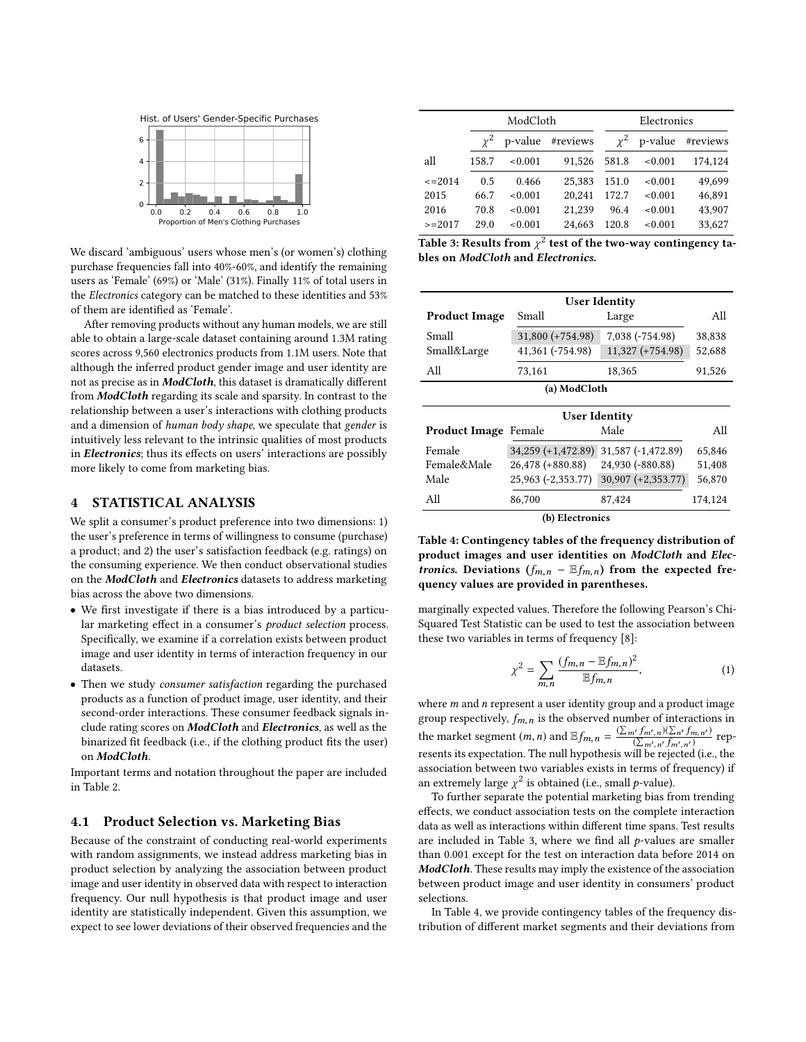We discard 'ambiguous' users whose men's (or women's) clothing purchase frequencies fall into 40%-60%, and identify the remaining users as 'Female' (69%) or 'Male' (31%). Finally 11% of total users in the *Electronics* category can be matched to these identities and 53% of them are identified as 'Female'.

After removing products without any human models, we are still able to obtain a large-scale dataset containing around 1.3M rating scores across 9,560 electronics products from 1.1M users. Note that although the inferred product gender image and user identity are not as precise as in ***ModCloth***, this dataset is dramatically different from ***ModCloth*** regarding its scale and sparsity. In contrast to the relationship between a user's interactions with clothing products and a dimension of *human body shape*, we speculate that *gender* is intuitively less relevant to the intrinsic qualities of most products in ***Electronics***; thus its effects on users' interactions are possibly more likely to come from marketing bias.

## 4 STATISTICAL ANALYSIS

We split a consumer's product preference into two dimensions: 1) the user's preference in terms of willingness to consume (purchase) a product; and 2) the user's satisfaction feedback (e.g. ratings) on the consuming experience. We then conduct observational studies on the ***ModCloth*** and ***Electronics*** datasets to address marketing bias across the above two dimensions.

- We first investigate if there is a bias introduced by a particular marketing effect in a consumer's *product selection* process. Specifically, we examine if a correlation exists between product image and user identity in terms of interaction frequency in our datasets.
- Then we study *consumer satisfaction* regarding the purchased products as a function of product image, user identity, and their second-order interactions. These consumer feedback signals include rating scores on ***ModCloth*** and ***Electronics***, as well as the binarized fit feedback (i.e., if the clothing product fits the user) on ***ModCloth***.

Important terms and notation throughout the paper are included in Table 2.

### 4.1 Product Selection vs. Marketing Bias

Because of the constraint of conducting real-world experiments with random assignments, we instead address marketing bias in product selection by analyzing the association between product image and user identity in observed data with respect to interaction frequency. Our null hypothesis is that product image and user identity are statistically independent. Given this assumption, we expect to see lower deviations of their observed frequencies and the marginally expected values. Therefore the following Pearson's Chi-Squared Test Statistic can be used to test the association between these two variables in terms of frequency [8]:

$$\chi^2 = \sum_{m,n} \frac{(f_{m,n} - \mathbb{E}f_{m,n})^2}{\mathbb{E}f_{m,n}}, \tag{1}$$

where $m$ and $n$ represent a user identity group and a product image group respectively, $f_{m,n}$ is the observed number of interactions in the market segment $(m,n)$ and $\mathbb{E}f_{m,n} = \frac{(\sum_{m'} f_{m',n})(\sum_{n'} f_{m,n'})}{(\sum_{m',n'} f_{m',n'})}$ represents its expectation. The null hypothesis will be rejected (i.e., the association between two variables exists in terms of frequency) if an extremely large $\chi^2$ is obtained (i.e., small $p$-value).

To further separate the potential marketing bias from trending effects, we conduct association tests on the complete interaction data as well as interactions within different time spans. Test results are included in Table 3, where we find all $p$-values are smaller than 0.001 except for the test on interaction data before 2014 on ***ModCloth***. These results may imply the existence of the association between product image and user identity in consumers' product selections.

In Table 4, we provide contingency tables of the frequency distribution of different market segments and their deviations from

| | ModCloth | | | Electronics | | |
|---|---|---|---|---|---|---|
| | $\chi^2$ | p-value | #reviews | $\chi^2$ | p-value | #reviews |
| all | 158.7 | <0.001 | 91,526 | 581.8 | <0.001 | 174,124 |
| <=2014 | 0.5 | 0.466 | 25,383 | 151.0 | <0.001 | 49,699 |
| 2015 | 66.7 | <0.001 | 20,241 | 172.7 | <0.001 | 46,891 |
| 2016 | 70.8 | <0.001 | 21,239 | 96.4 | <0.001 | 43,907 |
| >=2017 | 29.0 | <0.001 | 24,663 | 120.8 | <0.001 | 33,627 |

**Table 3: Results from $\chi^2$ test of the two-way contingency tables on *ModCloth* and *Electronics*.**

| | User Identity | | |
|---|---|---|---|
| **Product Image** | Small | Large | All |
| Small | 31,800 (+754.98) | 7,038 (-754.98) | 38,838 |
| Small&Large | 41,361 (-754.98) | 11,327 (+754.98) | 52,688 |
| All | 73,161 | 18,365 | 91,526 |

**(a) ModCloth**

| | User Identity | | |
|---|---|---|---|
| **Product Image** | Female | Male | All |
| Female | 34,259 (+1,472.89) | 31,587 (-1,472.89) | 65,846 |
| Female&Male | 26,478 (+880.88) | 24,930 (-880.88) | 51,408 |
| Male | 25,963 (-2,353.77) | 30,907 (+2,353.77) | 56,870 |
| All | 86,700 | 87,424 | 174,124 |

**(b) Electronics**

**Table 4: Contingency tables of the frequency distribution of product images and user identities on *ModCloth* and *Electronics*. Deviations ($f_{m,n} - \mathbb{E}f_{m,n}$) from the expected frequency values are provided in parentheses.**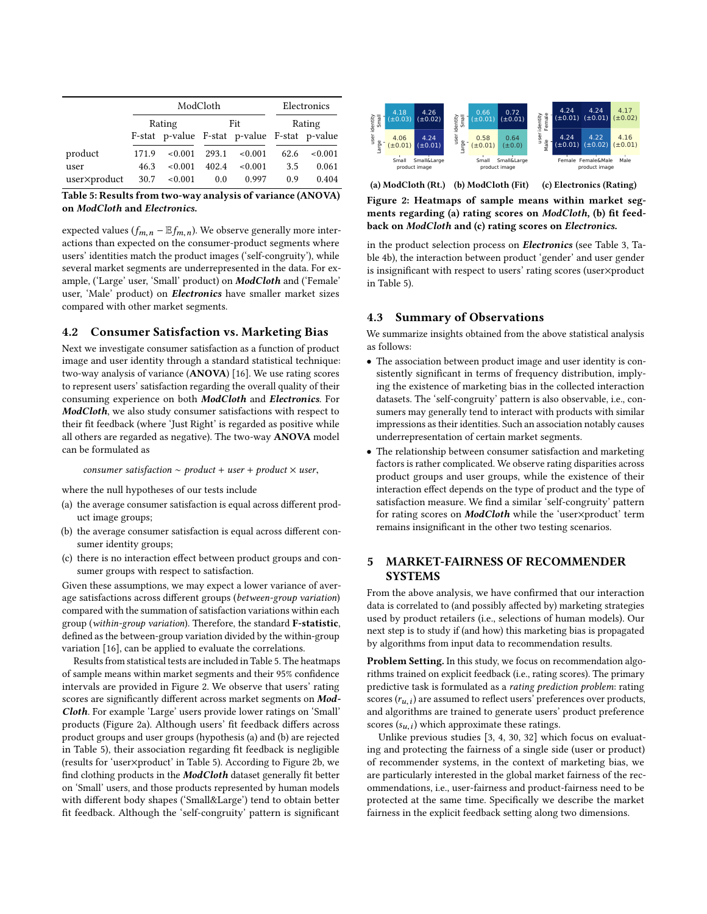| | ModCloth | | | | Electronics | |
|---|---|---|---|---|---|---|
| | Rating | | Fit | | Rating | |
| | F-stat | p-value | F-stat | p-value | F-stat | p-value |
| product | 171.9 | <0.001 | 293.1 | <0.001 | 62.6 | <0.001 |
| user | 46.3 | <0.001 | 402.4 | <0.001 | 3.5 | 0.061 |
| user×product | 30.7 | <0.001 | 0.0 | 0.997 | 0.9 | 0.404 |

**Table 5: Results from two-way analysis of variance (ANOVA) on *ModCloth* and *Electronics*.**

expected values ($f_{m,n} - \mathbb{E}f_{m,n}$). We observe generally more interactions than expected on the consumer-product segments where users' identities match the product images ('self-congruity'), while several market segments are underrepresented in the data. For example, ('Large' user, 'Small' product) on ***ModCloth*** and ('Female' user, 'Male' product) on ***Electronics*** have smaller market sizes compared with other market segments.

## 4.2 Consumer Satisfaction vs. Marketing Bias

Next we investigate consumer satisfaction as a function of product image and user identity through a standard statistical technique: two-way analysis of variance (**ANOVA**) [16]. We use rating scores to represent users' satisfaction regarding the overall quality of their consuming experience on both ***ModCloth*** and ***Electronics***. For ***ModCloth***, we also study consumer satisfactions with respect to their fit feedback (where 'Just Right' is regarded as positive while all others are regarded as negative). The two-way **ANOVA** model can be formulated as

*consumer satisfaction* ~ *product* + *user* + *product* × *user*,

where the null hypotheses of our tests include

(a) the average consumer satisfaction is equal across different product image groups;
(b) the average consumer satisfaction is equal across different consumer identity groups;
(c) there is no interaction effect between product groups and consumer groups with respect to satisfaction.

Given these assumptions, we may expect a lower variance of average satisfactions across different groups (*between-group variation*) compared with the summation of satisfaction variations within each group (*within-group variation*). Therefore, the standard **F-statistic**, defined as the between-group variation divided by the within-group variation [16], can be applied to evaluate the correlations.

Results from statistical tests are included in Table 5. The heatmaps of sample means within market segments and their 95% confidence intervals are provided in Figure 2. We observe that users' rating scores are significantly different across market segments on ***ModCloth***. For example 'Large' users provide lower ratings on 'Small' products (Figure 2a). Although users' fit feedback differs across product groups and user groups (hypothesis (a) and (b) are rejected in Table 5), their association regarding fit feedback is negligible (results for 'user×product' in Table 5). According to Figure 2b, we find clothing products in the ***ModCloth*** dataset generally fit better on 'Small' users, and those products represented by human models with different body shapes ('Small&Large') tend to obtain better fit feedback. Although the 'self-congruity' pattern is significant

(a) ModCloth (Rt.) (b) ModCloth (Fit) (c) Electronics (Rating)

**Figure 2: Heatmaps of sample means within market segments regarding (a) rating scores on *ModCloth*, (b) fit feedback on *ModCloth* and (c) rating scores on *Electronics*.**

in the product selection process on ***Electronics*** (see Table 3, Table 4b), the interaction between product 'gender' and user gender is insignificant with respect to users' rating scores (user×product in Table 5).

## 4.3 Summary of Observations

We summarize insights obtained from the above statistical analysis as follows:

- The association between product image and user identity is consistently significant in terms of frequency distribution, implying the existence of marketing bias in the collected interaction datasets. The 'self-congruity' pattern is also observable, i.e., consumers may generally tend to interact with products with similar impressions as their identities. Such an association notably causes underrepresentation of certain market segments.
- The relationship between consumer satisfaction and marketing factors is rather complicated. We observe rating disparities across product groups and user groups, while the existence of their interaction effect depends on the type of product and the type of satisfaction measure. We find a similar 'self-congruity' pattern for rating scores on ***ModCloth*** while the 'user×product' term remains insignificant in the other two testing scenarios.

# 5 MARKET-FAIRNESS OF RECOMMENDER SYSTEMS

From the above analysis, we have confirmed that our interaction data is correlated to (and possibly affected by) marketing strategies used by product retailers (i.e., selections of human models). Our next step is to study if (and how) this marketing bias is propagated by algorithms from input data to recommendation results.

**Problem Setting.** In this study, we focus on recommendation algorithms trained on explicit feedback (i.e., rating scores). The primary predictive task is formulated as a *rating prediction problem*: rating scores ($r_{u,i}$) are assumed to reflect users' preferences over products, and algorithms are trained to generate users' product preference scores ($s_{u,i}$) which approximate these ratings.

Unlike previous studies [3, 4, 30, 32] which focus on evaluating and protecting the fairness of a single side (user or product) of recommender systems, in the context of marketing bias, we are particularly interested in the global market fairness of the recommendations, i.e., user-fairness and product-fairness need to be protected at the same time. Specifically we describe the market fairness in the explicit feedback setting along two dimensions.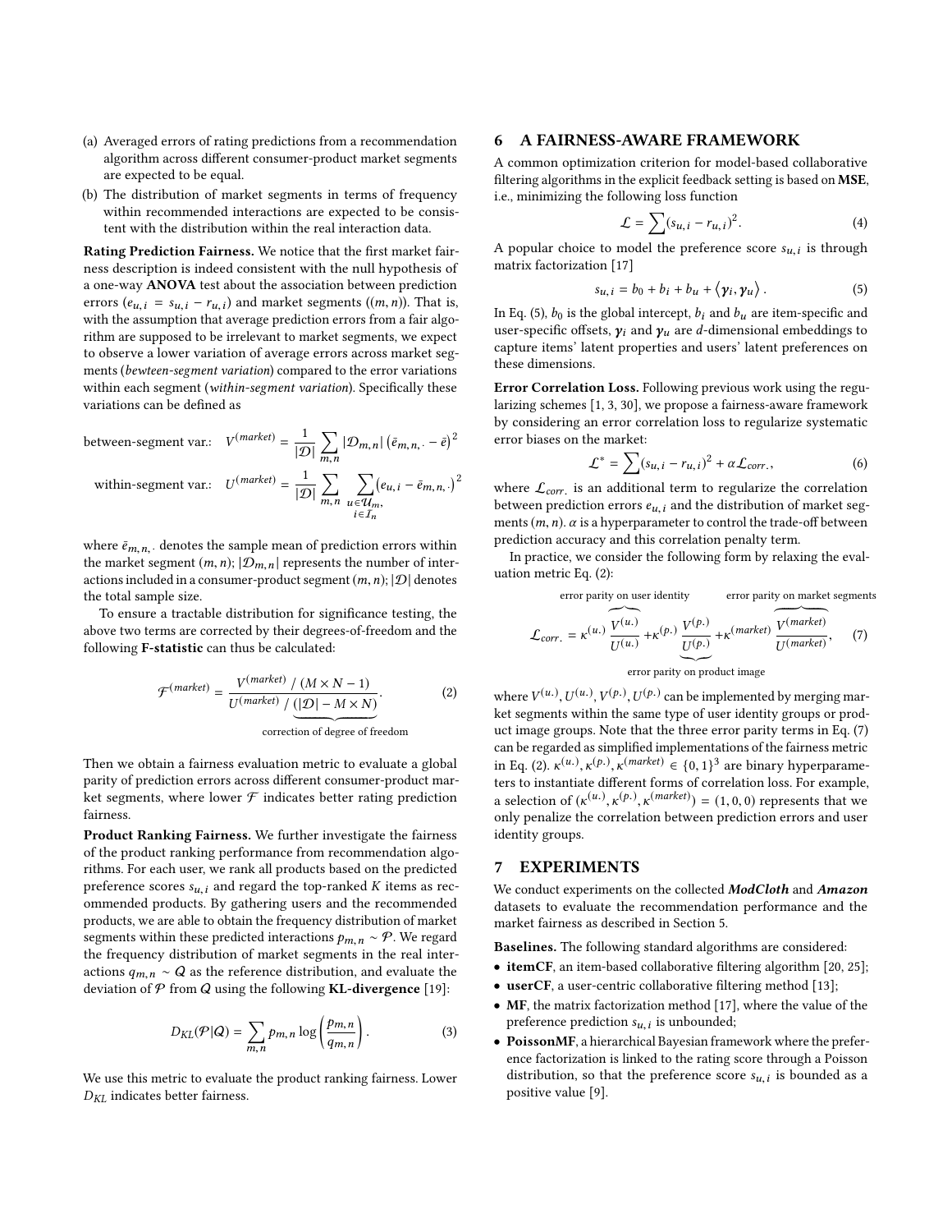(a) Averaged errors of rating predictions from a recommendation algorithm across different consumer-product market segments are expected to be equal.

(b) The distribution of market segments in terms of frequency within recommended interactions are expected to be consistent with the distribution within the real interaction data.

**Rating Prediction Fairness.** We notice that the first market fairness description is indeed consistent with the null hypothesis of a one-way **ANOVA** test about the association between prediction errors ($e_{u,i} = s_{u,i} - r_{u,i}$) and market segments ($(m,n)$). That is, with the assumption that average prediction errors from a fair algorithm are supposed to be irrelevant to market segments, we expect to observe a lower variation of average errors across market segments (*bewteen-segment variation*) compared to the error variations within each segment (*within-segment variation*). Specifically these variations can be defined as

$$\text{between-segment var.:} \quad V^{(market)} = \frac{1}{|\mathcal{D}|} \sum_{m,n} |\mathcal{D}_{m,n}| \left(\bar{e}_{m,n,\cdot} - \bar{e}\right)^2$$

$$\text{within-segment var.:} \quad U^{(market)} = \frac{1}{|\mathcal{D}|} \sum_{m,n} \sum_{\substack{u \in \mathcal{U}_m, \\ i \in \mathcal{I}_n}} \left(e_{u,i} - \bar{e}_{m,n,\cdot}\right)^2$$

where $\bar{e}_{m,n,\cdot}$ denotes the sample mean of prediction errors within the market segment $(m,n)$; $|\mathcal{D}_{m,n}|$ represents the number of interactions included in a consumer-product segment $(m,n)$; $|\mathcal{D}|$ denotes the total sample size.

To ensure a tractable distribution for significance testing, the above two terms are corrected by their degrees-of-freedom and the following **F-statistic** can thus be calculated:

$$\mathcal{F}^{(market)} = \frac{V^{(market)} \;/\; (M \times N - 1)}{U^{(market)} \;/\; \underbrace{(|\mathcal{D}| - M \times N)}_{\text{correction of degree of freedom}}}. \tag{2}$$

Then we obtain a fairness evaluation metric to evaluate a global parity of prediction errors across different consumer-product market segments, where lower $\mathcal{F}$ indicates better rating prediction fairness.

**Product Ranking Fairness.** We further investigate the fairness of the product ranking performance from recommendation algorithms. For each user, we rank all products based on the predicted preference scores $s_{u,i}$ and regard the top-ranked $K$ items as recommended products. By gathering users and the recommended products, we are able to obtain the frequency distribution of market segments within these predicted interactions $p_{m,n} \sim \mathcal{P}$. We regard the frequency distribution of market segments in the real interactions $q_{m,n} \sim \mathcal{Q}$ as the reference distribution, and evaluate the deviation of $\mathcal{P}$ from $\mathcal{Q}$ using the following **KL-divergence** [19]:

$$D_{KL}(\mathcal{P}|\mathcal{Q}) = \sum_{m,n} p_{m,n} \log\left(\frac{p_{m,n}}{q_{m,n}}\right). \tag{3}$$

We use this metric to evaluate the product ranking fairness. Lower $D_{KL}$ indicates better fairness.

## 6 A FAIRNESS-AWARE FRAMEWORK

A common optimization criterion for model-based collaborative filtering algorithms in the explicit feedback setting is based on **MSE**, i.e., minimizing the following loss function

$$\mathcal{L} = \sum (s_{u,i} - r_{u,i})^2. \tag{4}$$

A popular choice to model the preference score $s_{u,i}$ is through matrix factorization [17]

$$s_{u,i} = b_0 + b_i + b_u + \langle \boldsymbol{\gamma}_i, \boldsymbol{\gamma}_u \rangle. \tag{5}$$

In Eq. (5), $b_0$ is the global intercept, $b_i$ and $b_u$ are item-specific and user-specific offsets, $\boldsymbol{\gamma}_i$ and $\boldsymbol{\gamma}_u$ are $d$-dimensional embeddings to capture items' latent properties and users' latent preferences on these dimensions.

**Error Correlation Loss.** Following previous work using the regularizing schemes [1, 3, 30], we propose a fairness-aware framework by considering an error correlation loss to regularize systematic error biases on the market:

$$\mathcal{L}^* = \sum (s_{u,i} - r_{u,i})^2 + \alpha \mathcal{L}_{corr.}, \tag{6}$$

where $\mathcal{L}_{corr.}$ is an additional term to regularize the correlation between prediction errors $e_{u,i}$ and the distribution of market segments $(m,n)$. $\alpha$ is a hyperparameter to control the trade-off between prediction accuracy and this correlation penalty term.

In practice, we consider the following form by relaxing the evaluation metric Eq. (2):

$$\mathcal{L}_{corr.} = \kappa^{(u.)} \overbrace{\frac{V^{(u.)}}{U^{(u.)}}}^{\text{error parity on user identity}} + \kappa^{(p.)} \underbrace{\frac{V^{(p.)}}{U^{(p.)}}}_{\text{error parity on product image}} + \kappa^{(market)} \overbrace{\frac{V^{(market)}}{U^{(market)}}}^{\text{error parity on market segments}}, \tag{7}$$

where $V^{(u.)}, U^{(u.)}, V^{(p.)}, U^{(p.)}$ can be implemented by merging market segments within the same type of user identity groups or product image groups. Note that the three error parity terms in Eq. (7) can be regarded as simplified implementations of the fairness metric in Eq. (2). $\kappa^{(u.)}, \kappa^{(p.)}, \kappa^{(market)} \in \{0,1\}^3$ are binary hyperparameters to instantiate different forms of correlation loss. For example, a selection of $(\kappa^{(u.)}, \kappa^{(p.)}, \kappa^{(market)}) = (1,0,0)$ represents that we only penalize the correlation between prediction errors and user identity groups.

## 7 EXPERIMENTS

We conduct experiments on the collected ***ModCloth*** and ***Amazon*** datasets to evaluate the recommendation performance and the market fairness as described in Section 5.

**Baselines.** The following standard algorithms are considered:

- **itemCF**, an item-based collaborative filtering algorithm [20, 25];
- **userCF**, a user-centric collaborative filtering method [13];
- **MF**, the matrix factorization method [17], where the value of the preference prediction $s_{u,i}$ is unbounded;
- **PoissonMF**, a hierarchical Bayesian framework where the preference factorization is linked to the rating score through a Poisson distribution, so that the preference score $s_{u,i}$ is bounded as a positive value [9].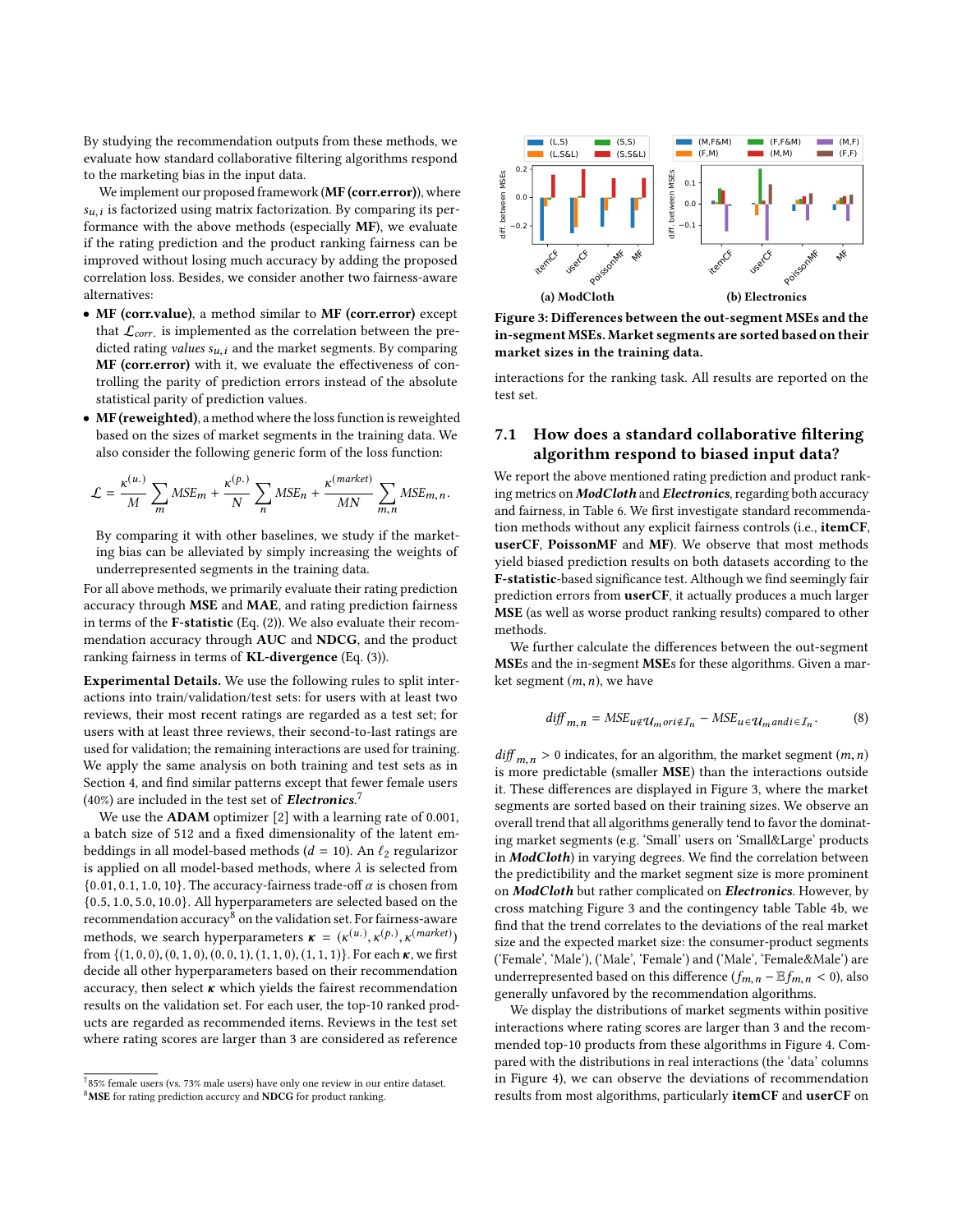By studying the recommendation outputs from these methods, we evaluate how standard collaborative filtering algorithms respond to the marketing bias in the input data.

We implement our proposed framework (**MF (corr.error)**), where $s_{u,i}$ is factorized using matrix factorization. By comparing its performance with the above methods (especially **MF**), we evaluate if the rating prediction and the product ranking fairness can be improved without losing much accuracy by adding the proposed correlation loss. Besides, we consider another two fairness-aware alternatives:

- **MF (corr.value)**, a method similar to **MF (corr.error)** except that $\mathcal{L}_{corr.}$ is implemented as the correlation between the predicted rating *values* $s_{u,i}$ and the market segments. By comparing **MF (corr.error)** with it, we evaluate the effectiveness of controlling the parity of prediction errors instead of the absolute statistical parity of prediction values.
- **MF (reweighted)**, a method where the loss function is reweighted based on the sizes of market segments in the training data. We also consider the following generic form of the loss function:

$$\mathcal{L} = \frac{\kappa^{(u.)}}{M}\sum_m MSE_m + \frac{\kappa^{(p.)}}{N}\sum_n MSE_n + \frac{\kappa^{(market)}}{MN}\sum_{m,n} MSE_{m,n}.$$

  By comparing it with other baselines, we study if the marketing bias can be alleviated by simply increasing the weights of underrepresented segments in the training data.

For all above methods, we primarily evaluate their rating prediction accuracy through **MSE** and **MAE**, and rating prediction fairness in terms of the **F-statistic** (Eq. (2)). We also evaluate their recommendation accuracy through **AUC** and **NDCG**, and the product ranking fairness in terms of **KL-divergence** (Eq. (3)).

**Experimental Details.** We use the following rules to split interactions into train/validation/test sets: for users with at least two reviews, their most recent ratings are regarded as a test set; for users with at least three reviews, their second-to-last ratings are used for validation; the remaining interactions are used for training. We apply the same analysis on both training and test sets as in Section 4, and find similar patterns except that fewer female users (40%) are included in the test set of ***Electronics***.[7]

We use the **ADAM** optimizer [2] with a learning rate of 0.001, a batch size of 512 and a fixed dimensionality of the latent embeddings in all model-based methods ($d = 10$). An $\ell_2$ regularizor is applied on all model-based methods, where $\lambda$ is selected from $\{0.01, 0.1, 1.0, 10\}$. The accuracy-fairness trade-off $\alpha$ is chosen from $\{0.5, 1.0, 5.0, 10.0\}$. All hyperparameters are selected based on the recommendation accuracy[8] on the validation set. For fairness-aware methods, we search hyperparameters $\boldsymbol{\kappa} = (\kappa^{(u.)}, \kappa^{(p.)}, \kappa^{(market)})$ from $\{(1,0,0),(0,1,0),(0,0,1),(1,1,0),(1,1,1)\}$. For each $\boldsymbol{\kappa}$, we first decide all other hyperparameters based on their recommendation accuracy, then select $\boldsymbol{\kappa}$ which yields the fairest recommendation results on the validation set. For each user, the top-10 ranked products are regarded as recommended items. Reviews in the test set where rating scores are larger than 3 are considered as reference interactions for the ranking task. All results are reported on the test set.

[7] 85% female users (vs. 73% male users) have only one review in our entire dataset.
[8] **MSE** for rating prediction accurcy and **NDCG** for product ranking.

(a) ModCloth　　(b) Electronics

**Figure 3: Differences between the out-segment MSEs and the in-segment MSEs. Market segments are sorted based on their market sizes in the training data.**

## 7.1 How does a standard collaborative filtering algorithm respond to biased input data?

We report the above mentioned rating prediction and product ranking metrics on ***ModCloth*** and ***Electronics***, regarding both accuracy and fairness, in Table 6. We first investigate standard recommendation methods without any explicit fairness controls (i.e., **itemCF**, **userCF**, **PoissonMF** and **MF**). We observe that most methods yield biased prediction results on both datasets according to the **F-statistic**-based significance test. Although we find seemingly fair prediction errors from **userCF**, it actually produces a much larger **MSE** (as well as worse product ranking results) compared to other methods.

We further calculate the differences between the out-segment **MSE**s and the in-segment **MSE**s for these algorithms. Given a market segment $(m, n)$, we have

$$diff_{m,n} = MSE_{u \notin \mathcal{U}_m or i \notin \mathcal{I}_n} - MSE_{u \in \mathcal{U}_m and i \in \mathcal{I}_n}. \tag{8}$$

$diff_{m,n} > 0$ indicates, for an algorithm, the market segment $(m, n)$ is more predictable (smaller **MSE**) than the interactions outside it. These differences are displayed in Figure 3, where the market segments are sorted based on their training sizes. We observe an overall trend that all algorithms generally tend to favor the dominating market segments (e.g. 'Small' users on 'Small&Large' products in ***ModCloth***) in varying degrees. We find the correlation between the predictibility and the market segment size is more prominent on ***ModCloth*** but rather complicated on ***Electronics***. However, by cross matching Figure 3 and the contingency table Table 4b, we find that the trend correlates to the deviations of the real market size and the expected market size: the consumer-product segments ('Female', 'Male'), ('Male', 'Female') and ('Male', 'Female&Male') are underrepresented based on this difference ($f_{m,n} - \mathbb{E}f_{m,n} < 0$), also generally unfavored by the recommendation algorithms.

We display the distributions of market segments within positive interactions where rating scores are larger than 3 and the recommended top-10 products from these algorithms in Figure 4. Compared with the distributions in real interactions (the 'data' columns in Figure 4), we can observe the deviations of recommendation results from most algorithms, particularly **itemCF** and **userCF** on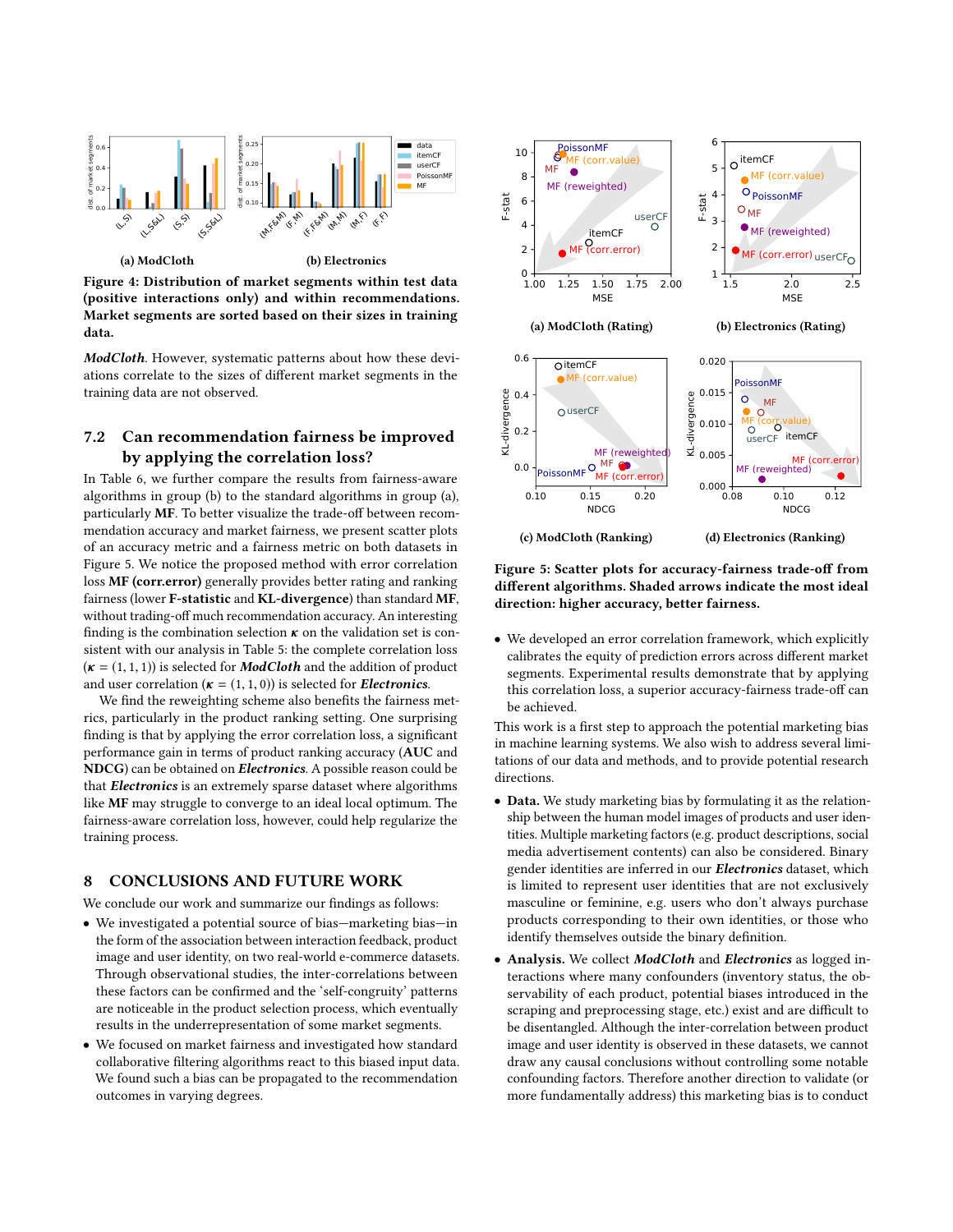(a) ModCloth

(b) Electronics

**Figure 4: Distribution of market segments within test data (positive interactions only) and within recommendations. Market segments are sorted based on their sizes in training data.**

*ModCloth*. However, systematic patterns about how these deviations correlate to the sizes of different market segments in the training data are not observed.

## 7.2 Can recommendation fairness be improved by applying the correlation loss?

In Table 6, we further compare the results from fairness-aware algorithms in group (b) to the standard algorithms in group (a), particularly **MF**. To better visualize the trade-off between recommendation accuracy and market fairness, we present scatter plots of an accuracy metric and a fairness metric on both datasets in Figure 5. We notice the proposed method with error correlation loss **MF (corr.error)** generally provides better rating and ranking fairness (lower **F-statistic** and **KL-divergence**) than standard **MF**, without trading-off much recommendation accuracy. An interesting finding is the combination selection $\boldsymbol{\kappa}$ on the validation set is consistent with our analysis in Table 5: the complete correlation loss ($\boldsymbol{\kappa} = (1, 1, 1)$) is selected for ***ModCloth*** and the addition of product and user correlation ($\boldsymbol{\kappa} = (1, 1, 0)$) is selected for ***Electronics***.

We find the reweighting scheme also benefits the fairness metrics, particularly in the product ranking setting. One surprising finding is that by applying the error correlation loss, a significant performance gain in terms of product ranking accuracy (**AUC** and **NDCG**) can be obtained on ***Electronics***. A possible reason could be that ***Electronics*** is an extremely sparse dataset where algorithms like **MF** may struggle to converge to an ideal local optimum. The fairness-aware correlation loss, however, could help regularize the training process.

# 8 CONCLUSIONS AND FUTURE WORK

We conclude our work and summarize our findings as follows:

- We investigated a potential source of bias—marketing bias—in the form of the association between interaction feedback, product image and user identity, on two real-world e-commerce datasets. Through observational studies, the inter-correlations between these factors can be confirmed and the 'self-congruity' patterns are noticeable in the product selection process, which eventually results in the underrepresentation of some market segments.
- We focused on market fairness and investigated how standard collaborative filtering algorithms react to this biased input data. We found such a bias can be propagated to the recommendation outcomes in varying degrees.

(a) ModCloth (Rating)

(b) Electronics (Rating)

(c) ModCloth (Ranking)

(d) Electronics (Ranking)

**Figure 5: Scatter plots for accuracy-fairness trade-off from different algorithms. Shaded arrows indicate the most ideal direction: higher accuracy, better fairness.**

- We developed an error correlation framework, which explicitly calibrates the equity of prediction errors across different market segments. Experimental results demonstrate that by applying this correlation loss, a superior accuracy-fairness trade-off can be achieved.

This work is a first step to approach the potential marketing bias in machine learning systems. We also wish to address several limitations of our data and methods, and to provide potential research directions.

- **Data.** We study marketing bias by formulating it as the relationship between the human model images of products and user identities. Multiple marketing factors (e.g. product descriptions, social media advertisement contents) can also be considered. Binary gender identities are inferred in our ***Electronics*** dataset, which is limited to represent user identities that are not exclusively masculine or feminine, e.g. users who don't always purchase products corresponding to their own identities, or those who identify themselves outside the binary definition.
- **Analysis.** We collect ***ModCloth*** and ***Electronics*** as logged interactions where many confounders (inventory status, the observability of each product, potential biases introduced in the scraping and preprocessing stage, etc.) exist and are difficult to be disentangled. Although the inter-correlation between product image and user identity is observed in these datasets, we cannot draw any causal conclusions without controlling some notable confounding factors. Therefore another direction to validate (or more fundamentally address) this marketing bias is to conduct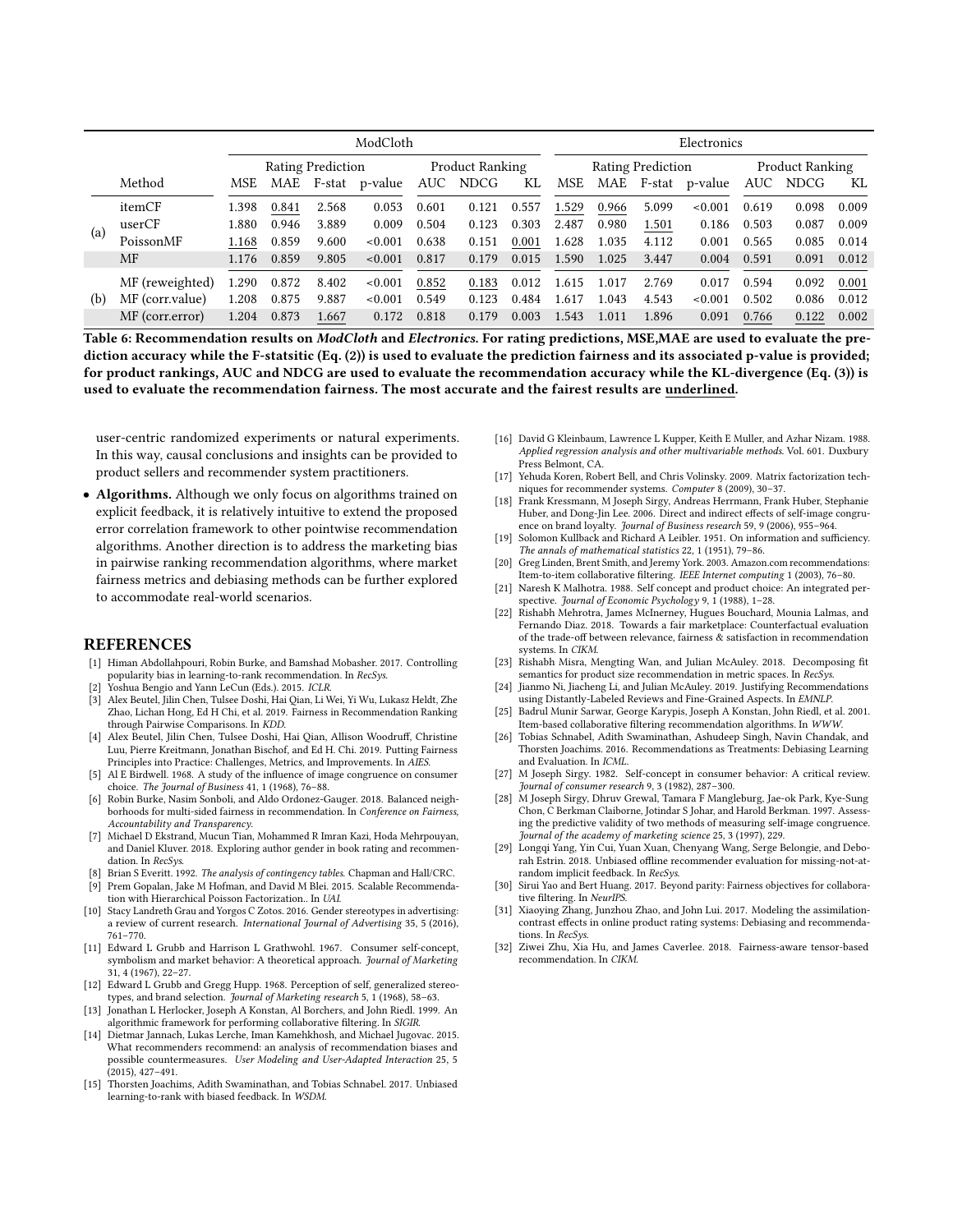| | Method | ModCloth | | | | | | | Electronics | | | | | | |
|---|---|---|---|---|---|---|---|---|---|---|---|---|---|---|---|
| | | Rating Prediction | | | | Product Ranking | | | Rating Prediction | | | | Product Ranking | | |
| | | MSE | MAE | F-stat | p-value | AUC | NDCG | KL | MSE | MAE | F-stat | p-value | AUC | NDCG | KL |
| (a) | itemCF | 1.398 | <u>0.841</u> | 2.568 | 0.053 | 0.601 | 0.121 | 0.557 | <u>1.529</u> | <u>0.966</u> | 5.099 | <0.001 | 0.619 | 0.098 | 0.009 |
| | userCF | 1.880 | 0.946 | 3.889 | 0.009 | 0.504 | 0.123 | 0.303 | 2.487 | 0.980 | <u>1.501</u> | 0.186 | 0.503 | 0.087 | 0.009 |
| | PoissonMF | <u>1.168</u> | 0.859 | 9.600 | <0.001 | 0.638 | 0.151 | <u>0.001</u> | 1.628 | 1.035 | 4.112 | 0.001 | 0.565 | 0.085 | 0.014 |
| | MF | 1.176 | 0.859 | 9.805 | <0.001 | 0.817 | 0.179 | 0.015 | 1.590 | 1.025 | 3.447 | 0.004 | 0.591 | 0.091 | 0.012 |
| (b) | MF (reweighted) | 1.290 | 0.872 | 8.402 | <0.001 | <u>0.852</u> | <u>0.183</u> | 0.012 | 1.615 | 1.017 | 2.769 | 0.017 | 0.594 | 0.092 | <u>0.001</u> |
| | MF (corr.value) | 1.208 | 0.875 | 9.887 | <0.001 | 0.549 | 0.123 | 0.484 | 1.617 | 1.043 | 4.543 | <0.001 | 0.502 | 0.086 | 0.012 |
| | MF (corr.error) | 1.204 | 0.873 | <u>1.667</u> | 0.172 | 0.818 | 0.179 | 0.003 | 1.543 | 1.011 | 1.896 | 0.091 | <u>0.766</u> | <u>0.122</u> | 0.002 |

**Table 6: Recommendation results on *ModCloth* and *Electronics*. For rating predictions, MSE,MAE are used to evaluate the prediction accuracy while the F-statsitic (Eq. (2)) is used to evaluate the prediction fairness and its associated p-value is provided; for product rankings, AUC and NDCG are used to evaluate the recommendation accuracy while the KL-divergence (Eq. (3)) is used to evaluate the recommendation fairness. The most accurate and the fairest results are <u>underlined</u>.**

user-centric randomized experiments or natural experiments. In this way, causal conclusions and insights can be provided to product sellers and recommender system practitioners.

- **Algorithms.** Although we only focus on algorithms trained on explicit feedback, it is relatively intuitive to extend the proposed error correlation framework to other pointwise recommendation algorithms. Another direction is to address the marketing bias in pairwise ranking recommendation algorithms, where market fairness metrics and debiasing methods can be further explored to accommodate real-world scenarios.

## REFERENCES

[1] Himan Abdollahpouri, Robin Burke, and Bamshad Mobasher. 2017. Controlling popularity bias in learning-to-rank recommendation. In *RecSys*.

[2] Yoshua Bengio and Yann LeCun (Eds.). 2015. *ICLR*.

[3] Alex Beutel, Jilin Chen, Tulsee Doshi, Hai Qian, Li Wei, Yi Wu, Lukasz Heldt, Zhe Zhao, Lichan Hong, Ed H Chi, et al. 2019. Fairness in Recommendation Ranking through Pairwise Comparisons. In *KDD*.

[4] Alex Beutel, Jilin Chen, Tulsee Doshi, Hai Qian, Allison Woodruff, Christine Luu, Pierre Kreitmann, Jonathan Bischof, and Ed H. Chi. 2019. Putting Fairness Principles into Practice: Challenges, Metrics, and Improvements. In *AIES*.

[5] Al E Birdwell. 1968. A study of the influence of image congruence on consumer choice. *The Journal of Business* 41, 1 (1968), 76–88.

[6] Robin Burke, Nasim Sonboli, and Aldo Ordonez-Gauger. 2018. Balanced neighborhoods for multi-sided fairness in recommendation. In *Conference on Fairness, Accountability and Transparency*.

[7] Michael D Ekstrand, Mucun Tian, Mohammed R Imran Kazi, Hoda Mehrpouyan, and Daniel Kluver. 2018. Exploring author gender in book rating and recommendation. In *RecSys*.

[8] Brian S Everitt. 1992. *The analysis of contingency tables*. Chapman and Hall/CRC.

[9] Prem Gopalan, Jake M Hofman, and David M Blei. 2015. Scalable Recommendation with Hierarchical Poisson Factorization.. In *UAI*.

[10] Stacy Landreth Grau and Yorgos C Zotos. 2016. Gender stereotypes in advertising: a review of current research. *International Journal of Advertising* 35, 5 (2016), 761–770.

[11] Edward L Grubb and Harrison L Grathwohl. 1967. Consumer self-concept, symbolism and market behavior: A theoretical approach. *Journal of Marketing* 31, 4 (1967), 22–27.

[12] Edward L Grubb and Gregg Hupp. 1968. Perception of self, generalized stereotypes, and brand selection. *Journal of Marketing research* 5, 1 (1968), 58–63.

[13] Jonathan L Herlocker, Joseph A Konstan, Al Borchers, and John Riedl. 1999. An algorithmic framework for performing collaborative filtering. In *SIGIR*.

[14] Dietmar Jannach, Lukas Lerche, Iman Kamehkhosh, and Michael Jugovac. 2015. What recommenders recommend: an analysis of recommendation biases and possible countermeasures. *User Modeling and User-Adapted Interaction* 25, 5 (2015), 427–491.

[15] Thorsten Joachims, Adith Swaminathan, and Tobias Schnabel. 2017. Unbiased learning-to-rank with biased feedback. In *WSDM*.

[16] David G Kleinbaum, Lawrence L Kupper, Keith E Muller, and Azhar Nizam. 1988. *Applied regression analysis and other multivariable methods*. Vol. 601. Duxbury Press Belmont, CA.

[17] Yehuda Koren, Robert Bell, and Chris Volinsky. 2009. Matrix factorization techniques for recommender systems. *Computer* 8 (2009), 30–37.

[18] Frank Kressmann, M Joseph Sirgy, Andreas Herrmann, Frank Huber, Stephanie Huber, and Dong-Jin Lee. 2006. Direct and indirect effects of self-image congruence on brand loyalty. *Journal of Business research* 59, 9 (2006), 955–964.

[19] Solomon Kullback and Richard A Leibler. 1951. On information and sufficiency. *The annals of mathematical statistics* 22, 1 (1951), 79–86.

[20] Greg Linden, Brent Smith, and Jeremy York. 2003. Amazon.com recommendations: Item-to-item collaborative filtering. *IEEE Internet computing* 1 (2003), 76–80.

[21] Naresh K Malhotra. 1988. Self concept and product choice: An integrated perspective. *Journal of Economic Psychology* 9, 1 (1988), 1–28.

[22] Rishabh Mehrotra, James McInerney, Hugues Bouchard, Mounia Lalmas, and Fernando Diaz. 2018. Towards a fair marketplace: Counterfactual evaluation of the trade-off between relevance, fairness & satisfaction in recommendation systems. In *CIKM*.

[23] Rishabh Misra, Mengting Wan, and Julian McAuley. 2018. Decomposing fit semantics for product size recommendation in metric spaces. In *RecSys*.

[24] Jianmo Ni, Jiacheng Li, and Julian McAuley. 2019. Justifying Recommendations using Distantly-Labeled Reviews and Fine-Grained Aspects. In *EMNLP*.

[25] Badrul Munir Sarwar, George Karypis, Joseph A Konstan, John Riedl, et al. 2001. Item-based collaborative filtering recommendation algorithms. In *WWW*.

[26] Tobias Schnabel, Adith Swaminathan, Ashudeep Singh, Navin Chandak, and Thorsten Joachims. 2016. Recommendations as Treatments: Debiasing Learning and Evaluation. In *ICML*.

[27] M Joseph Sirgy. 1982. Self-concept in consumer behavior: A critical review. *Journal of consumer research* 9, 3 (1982), 287–300.

[28] M Joseph Sirgy, Dhruv Grewal, Tamara F Mangleburg, Jae-ok Park, Kye-Sung Chon, C Berkman Claiborne, Jotindar S Johar, and Harold Berkman. 1997. Assessing the predictive validity of two methods of measuring self-image congruence. *Journal of the academy of marketing science* 25, 3 (1997), 229.

[29] Longqi Yang, Yin Cui, Yuan Xuan, Chenyang Wang, Serge Belongie, and Deborah Estrin. 2018. Unbiased offline recommender evaluation for missing-not-at-random implicit feedback. In *RecSys*.

[30] Sirui Yao and Bert Huang. 2017. Beyond parity: Fairness objectives for collaborative filtering. In *NeurIPS*.

[31] Xiaoying Zhang, Junzhou Zhao, and John Lui. 2017. Modeling the assimilation-contrast effects in online product rating systems: Debiasing and recommendations. In *RecSys*.

[32] Ziwei Zhu, Xia Hu, and James Caverlee. 2018. Fairness-aware tensor-based recommendation. In *CIKM*.